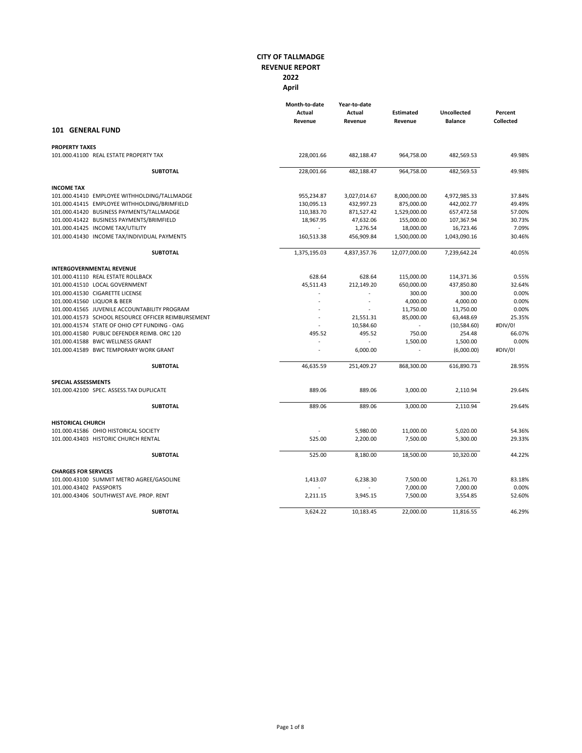# CITY OF TALLMADGE
## REVENUE REPORT
## 2022
## April

| | Month-to-date Actual Revenue | Year-to-date Actual Revenue | Estimated Revenue | Uncollected Balance | Percent Collected |
|---|---|---|---|---|---|
| **101 GENERAL FUND** | | | | | |
| **PROPERTY TAXES** | | | | | |
| 101.000.41100 REAL ESTATE PROPERTY TAX | 228,001.66 | 482,188.47 | 964,758.00 | 482,569.53 | 49.98% |
| **SUBTOTAL** | 228,001.66 | 482,188.47 | 964,758.00 | 482,569.53 | 49.98% |
| **INCOME TAX** | | | | | |
| 101.000.41410 EMPLOYEE WITHHOLDING/TALLMADGE | 955,234.87 | 3,027,014.67 | 8,000,000.00 | 4,972,985.33 | 37.84% |
| 101.000.41415 EMPLOYEE WITHHOLDING/BRIMFIELD | 130,095.13 | 432,997.23 | 875,000.00 | 442,002.77 | 49.49% |
| 101.000.41420 BUSINESS PAYMENTS/TALLMADGE | 110,383.70 | 871,527.42 | 1,529,000.00 | 657,472.58 | 57.00% |
| 101.000.41422 BUSINESS PAYMENTS/BRIMFIELD | 18,967.95 | 47,632.06 | 155,000.00 | 107,367.94 | 30.73% |
| 101.000.41425 INCOME TAX/UTILITY | - | 1,276.54 | 18,000.00 | 16,723.46 | 7.09% |
| 101.000.41430 INCOME TAX/INDIVIDUAL PAYMENTS | 160,513.38 | 456,909.84 | 1,500,000.00 | 1,043,090.16 | 30.46% |
| **SUBTOTAL** | 1,375,195.03 | 4,837,357.76 | 12,077,000.00 | 7,239,642.24 | 40.05% |
| **INTERGOVERNMENTAL REVENUE** | | | | | |
| 101.000.41110 REAL ESTATE ROLLBACK | 628.64 | 628.64 | 115,000.00 | 114,371.36 | 0.55% |
| 101.000.41510 LOCAL GOVERNMENT | 45,511.43 | 212,149.20 | 650,000.00 | 437,850.80 | 32.64% |
| 101.000.41530 CIGARETTE LICENSE | - | - | 300.00 | 300.00 | 0.00% |
| 101.000.41560 LIQUOR & BEER | - | - | 4,000.00 | 4,000.00 | 0.00% |
| 101.000.41565 JUVENILE ACCOUNTABILITY PROGRAM | - | - | 11,750.00 | 11,750.00 | 0.00% |
| 101.000.41573 SCHOOL RESOURCE OFFICER REIMBURSEMENT | - | 21,551.31 | 85,000.00 | 63,448.69 | 25.35% |
| 101.000.41574 STATE OF OHIO CPT FUNDING - OAG | - | 10,584.60 | - | (10,584.60) | #DIV/0! |
| 101.000.41580 PUBLIC DEFENDER REIMB. ORC 120 | 495.52 | 495.52 | 750.00 | 254.48 | 66.07% |
| 101.000.41588 BWC WELLNESS GRANT | - | - | 1,500.00 | 1,500.00 | 0.00% |
| 101.000.41589 BWC TEMPORARY WORK GRANT | - | 6,000.00 | - | (6,000.00) | #DIV/0! |
| **SUBTOTAL** | 46,635.59 | 251,409.27 | 868,300.00 | 616,890.73 | 28.95% |
| **SPECIAL ASSESSMENTS** | | | | | |
| 101.000.42100 SPEC. ASSESS.TAX DUPLICATE | 889.06 | 889.06 | 3,000.00 | 2,110.94 | 29.64% |
| **SUBTOTAL** | 889.06 | 889.06 | 3,000.00 | 2,110.94 | 29.64% |
| **HISTORICAL CHURCH** | | | | | |
| 101.000.41586 OHIO HISTORICAL SOCIETY | - | 5,980.00 | 11,000.00 | 5,020.00 | 54.36% |
| 101.000.43403 HISTORIC CHURCH RENTAL | 525.00 | 2,200.00 | 7,500.00 | 5,300.00 | 29.33% |
| **SUBTOTAL** | 525.00 | 8,180.00 | 18,500.00 | 10,320.00 | 44.22% |
| **CHARGES FOR SERVICES** | | | | | |
| 101.000.43100 SUMMIT METRO AGREE/GASOLINE | 1,413.07 | 6,238.30 | 7,500.00 | 1,261.70 | 83.18% |
| 101.000.43402 PASSPORTS | - | - | 7,000.00 | 7,000.00 | 0.00% |
| 101.000.43406 SOUTHWEST AVE. PROP. RENT | 2,211.15 | 3,945.15 | 7,500.00 | 3,554.85 | 52.60% |
| **SUBTOTAL** | 3,624.22 | 10,183.45 | 22,000.00 | 11,816.55 | 46.29% |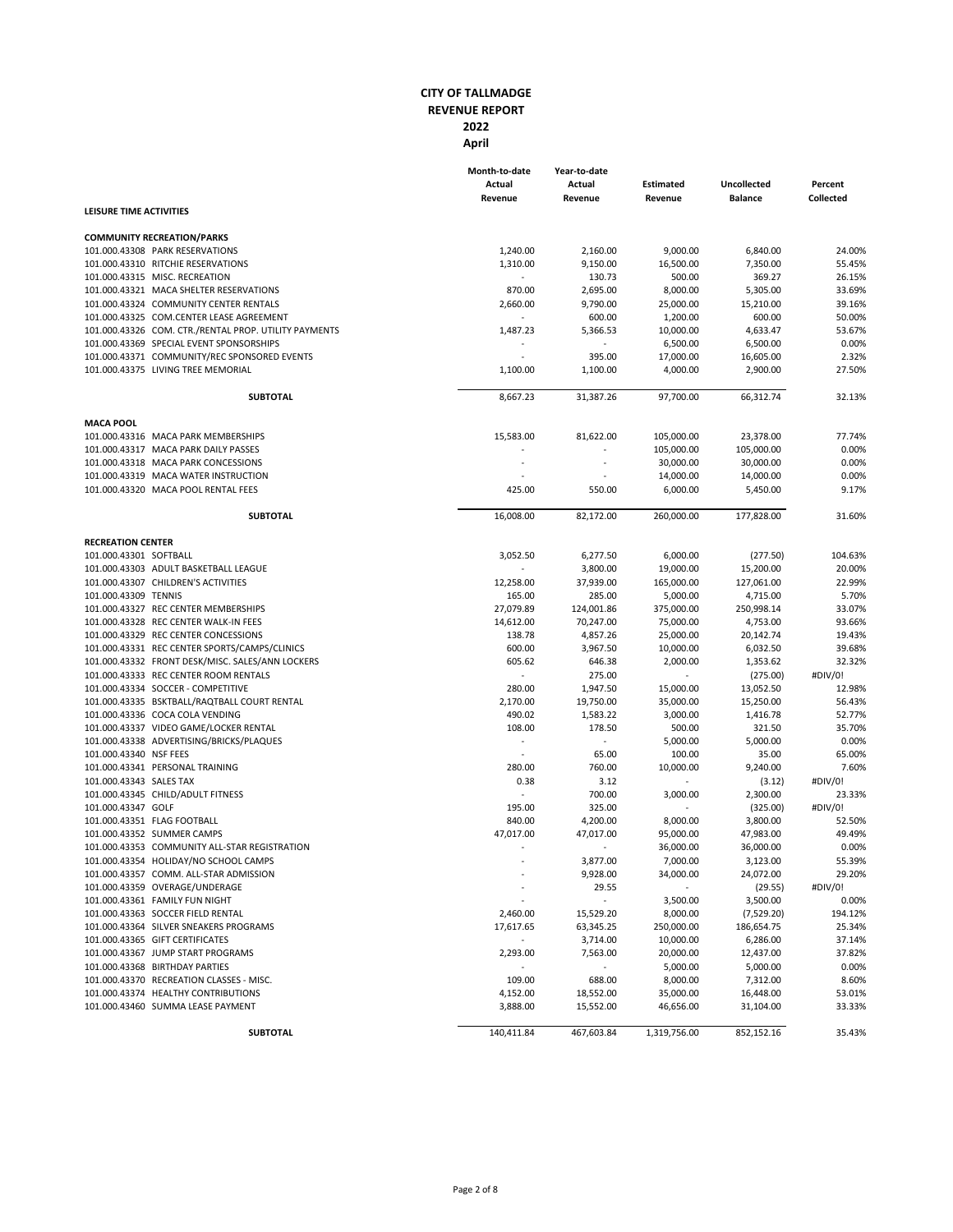# CITY OF TALLMADGE
## REVENUE REPORT
## 2022
## April

| | Month-to-date Actual Revenue | Year-to-date Actual Revenue | Estimated Revenue | Uncollected Balance | Percent Collected |
|---|---|---|---|---|---|
| **LEISURE TIME ACTIVITIES** | | | | | |
| **COMMUNITY RECREATION/PARKS** | | | | | |
| 101.000.43308 PARK RESERVATIONS | 1,240.00 | 2,160.00 | 9,000.00 | 6,840.00 | 24.00% |
| 101.000.43310 RITCHIE RESERVATIONS | 1,310.00 | 9,150.00 | 16,500.00 | 7,350.00 | 55.45% |
| 101.000.43315 MISC. RECREATION | - | 130.73 | 500.00 | 369.27 | 26.15% |
| 101.000.43321 MACA SHELTER RESERVATIONS | 870.00 | 2,695.00 | 8,000.00 | 5,305.00 | 33.69% |
| 101.000.43324 COMMUNITY CENTER RENTALS | 2,660.00 | 9,790.00 | 25,000.00 | 15,210.00 | 39.16% |
| 101.000.43325 COM.CENTER LEASE AGREEMENT | - | 600.00 | 1,200.00 | 600.00 | 50.00% |
| 101.000.43326 COM. CTR./RENTAL PROP. UTILITY PAYMENTS | 1,487.23 | 5,366.53 | 10,000.00 | 4,633.47 | 53.67% |
| 101.000.43369 SPECIAL EVENT SPONSORSHIPS | - | - | 6,500.00 | 6,500.00 | 0.00% |
| 101.000.43371 COMMUNITY/REC SPONSORED EVENTS | - | 395.00 | 17,000.00 | 16,605.00 | 2.32% |
| 101.000.43375 LIVING TREE MEMORIAL | 1,100.00 | 1,100.00 | 4,000.00 | 2,900.00 | 27.50% |
| **SUBTOTAL** | 8,667.23 | 31,387.26 | 97,700.00 | 66,312.74 | 32.13% |
| **MACA POOL** | | | | | |
| 101.000.43316 MACA PARK MEMBERSHIPS | 15,583.00 | 81,622.00 | 105,000.00 | 23,378.00 | 77.74% |
| 101.000.43317 MACA PARK DAILY PASSES | - | - | 105,000.00 | 105,000.00 | 0.00% |
| 101.000.43318 MACA PARK CONCESSIONS | - | - | 30,000.00 | 30,000.00 | 0.00% |
| 101.000.43319 MACA WATER INSTRUCTION | - | - | 14,000.00 | 14,000.00 | 0.00% |
| 101.000.43320 MACA POOL RENTAL FEES | 425.00 | 550.00 | 6,000.00 | 5,450.00 | 9.17% |
| **SUBTOTAL** | 16,008.00 | 82,172.00 | 260,000.00 | 177,828.00 | 31.60% |
| **RECREATION CENTER** | | | | | |
| 101.000.43301 SOFTBALL | 3,052.50 | 6,277.50 | 6,000.00 | (277.50) | 104.63% |
| 101.000.43303 ADULT BASKETBALL LEAGUE | - | 3,800.00 | 19,000.00 | 15,200.00 | 20.00% |
| 101.000.43307 CHILDREN'S ACTIVITIES | 12,258.00 | 37,939.00 | 165,000.00 | 127,061.00 | 22.99% |
| 101.000.43309 TENNIS | 165.00 | 285.00 | 5,000.00 | 4,715.00 | 5.70% |
| 101.000.43327 REC CENTER MEMBERSHIPS | 27,079.89 | 124,001.86 | 375,000.00 | 250,998.14 | 33.07% |
| 101.000.43328 REC CENTER WALK-IN FEES | 14,612.00 | 70,247.00 | 75,000.00 | 4,753.00 | 93.66% |
| 101.000.43329 REC CENTER CONCESSIONS | 138.78 | 4,857.26 | 25,000.00 | 20,142.74 | 19.43% |
| 101.000.43331 REC CENTER SPORTS/CAMPS/CLINICS | 600.00 | 3,967.50 | 10,000.00 | 6,032.50 | 39.68% |
| 101.000.43332 FRONT DESK/MISC. SALES/ANN LOCKERS | 605.62 | 646.38 | 2,000.00 | 1,353.62 | 32.32% |
| 101.000.43333 REC CENTER ROOM RENTALS | - | 275.00 | - | (275.00) | #DIV/0! |
| 101.000.43334 SOCCER - COMPETITIVE | 280.00 | 1,947.50 | 15,000.00 | 13,052.50 | 12.98% |
| 101.000.43335 BSKTBALL/RAQTBALL COURT RENTAL | 2,170.00 | 19,750.00 | 35,000.00 | 15,250.00 | 56.43% |
| 101.000.43336 COCA COLA VENDING | 490.02 | 1,583.22 | 3,000.00 | 1,416.78 | 52.77% |
| 101.000.43337 VIDEO GAME/LOCKER RENTAL | 108.00 | 178.50 | 500.00 | 321.50 | 35.70% |
| 101.000.43338 ADVERTISING/BRICKS/PLAQUES | - | - | 5,000.00 | 5,000.00 | 0.00% |
| 101.000.43340 NSF FEES | - | 65.00 | 100.00 | 35.00 | 65.00% |
| 101.000.43341 PERSONAL TRAINING | 280.00 | 760.00 | 10,000.00 | 9,240.00 | 7.60% |
| 101.000.43343 SALES TAX | 0.38 | 3.12 | - | (3.12) | #DIV/0! |
| 101.000.43345 CHILD/ADULT FITNESS | - | 700.00 | 3,000.00 | 2,300.00 | 23.33% |
| 101.000.43347 GOLF | 195.00 | 325.00 | - | (325.00) | #DIV/0! |
| 101.000.43351 FLAG FOOTBALL | 840.00 | 4,200.00 | 8,000.00 | 3,800.00 | 52.50% |
| 101.000.43352 SUMMER CAMPS | 47,017.00 | 47,017.00 | 95,000.00 | 47,983.00 | 49.49% |
| 101.000.43353 COMMUNITY ALL-STAR REGISTRATION | - | - | 36,000.00 | 36,000.00 | 0.00% |
| 101.000.43354 HOLIDAY/NO SCHOOL CAMPS | - | 3,877.00 | 7,000.00 | 3,123.00 | 55.39% |
| 101.000.43357 COMM. ALL-STAR ADMISSION | - | 9,928.00 | 34,000.00 | 24,072.00 | 29.20% |
| 101.000.43359 OVERAGE/UNDERAGE | - | 29.55 | - | (29.55) | #DIV/0! |
| 101.000.43361 FAMILY FUN NIGHT | - | - | 3,500.00 | 3,500.00 | 0.00% |
| 101.000.43363 SOCCER FIELD RENTAL | 2,460.00 | 15,529.20 | 8,000.00 | (7,529.20) | 194.12% |
| 101.000.43364 SILVER SNEAKERS PROGRAMS | 17,617.65 | 63,345.25 | 250,000.00 | 186,654.75 | 25.34% |
| 101.000.43365 GIFT CERTIFICATES | - | 3,714.00 | 10,000.00 | 6,286.00 | 37.14% |
| 101.000.43367 JUMP START PROGRAMS | 2,293.00 | 7,563.00 | 20,000.00 | 12,437.00 | 37.82% |
| 101.000.43368 BIRTHDAY PARTIES | - | - | 5,000.00 | 5,000.00 | 0.00% |
| 101.000.43370 RECREATION CLASSES - MISC. | 109.00 | 688.00 | 8,000.00 | 7,312.00 | 8.60% |
| 101.000.43374 HEALTHY CONTRIBUTIONS | 4,152.00 | 18,552.00 | 35,000.00 | 16,448.00 | 53.01% |
| 101.000.43460 SUMMA LEASE PAYMENT | 3,888.00 | 15,552.00 | 46,656.00 | 31,104.00 | 33.33% |
| **SUBTOTAL** | 140,411.84 | 467,603.84 | 1,319,756.00 | 852,152.16 | 35.43% |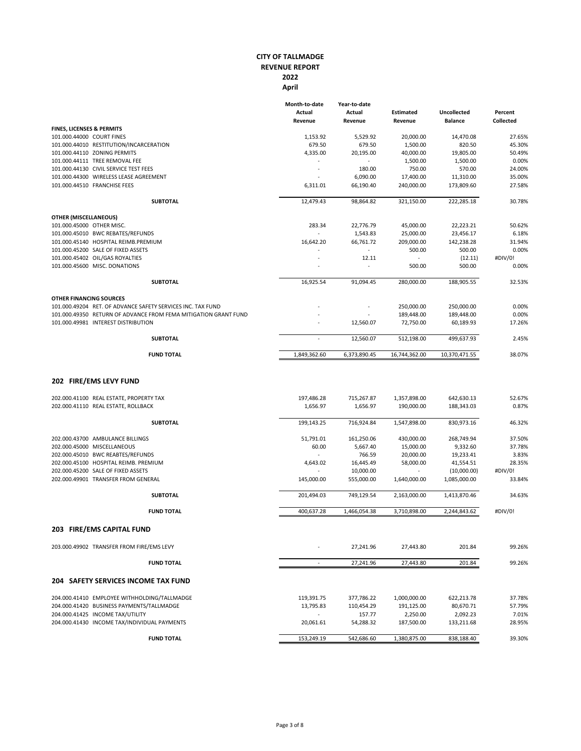**CITY OF TALLMADGE**
**REVENUE REPORT**
**2022**
**April**

| | Month-to-date Actual Revenue | Year-to-date Actual Revenue | Estimated Revenue | Uncollected Balance | Percent Collected |
|---|---|---|---|---|---|
| **FINES, LICENSES & PERMITS** | | | | | |
| 101.000.44000 COURT FINES | 1,153.92 | 5,529.92 | 20,000.00 | 14,470.08 | 27.65% |
| 101.000.44010 RESTITUTION/INCARCERATION | 679.50 | 679.50 | 1,500.00 | 820.50 | 45.30% |
| 101.000.44110 ZONING PERMITS | 4,335.00 | 20,195.00 | 40,000.00 | 19,805.00 | 50.49% |
| 101.000.44111 TREE REMOVAL FEE | - | - | 1,500.00 | 1,500.00 | 0.00% |
| 101.000.44130 CIVIL SERVICE TEST FEES | - | 180.00 | 750.00 | 570.00 | 24.00% |
| 101.000.44300 WIRELESS LEASE AGREEMENT | - | 6,090.00 | 17,400.00 | 11,310.00 | 35.00% |
| 101.000.44510 FRANCHISE FEES | 6,311.01 | 66,190.40 | 240,000.00 | 173,809.60 | 27.58% |
| **SUBTOTAL** | 12,479.43 | 98,864.82 | 321,150.00 | 222,285.18 | 30.78% |
| **OTHER (MISCELLANEOUS)** | | | | | |
| 101.000.45000 OTHER MISC. | 283.34 | 22,776.79 | 45,000.00 | 22,223.21 | 50.62% |
| 101.000.45010 BWC REBATES/REFUNDS | - | 1,543.83 | 25,000.00 | 23,456.17 | 6.18% |
| 101.000.45140 HOSPITAL REIMB.PREMIUM | 16,642.20 | 66,761.72 | 209,000.00 | 142,238.28 | 31.94% |
| 101.000.45200 SALE OF FIXED ASSETS | - | - | 500.00 | 500.00 | 0.00% |
| 101.000.45402 OIL/GAS ROYALTIES | - | 12.11 | - | (12.11) | #DIV/0! |
| 101.000.45600 MISC. DONATIONS | - | - | 500.00 | 500.00 | 0.00% |
| **SUBTOTAL** | 16,925.54 | 91,094.45 | 280,000.00 | 188,905.55 | 32.53% |
| **OTHER FINANCING SOURCES** | | | | | |
| 101.000.49204 RET. OF ADVANCE SAFETY SERVICES INC. TAX FUND | - | - | 250,000.00 | 250,000.00 | 0.00% |
| 101.000.49350 RETURN OF ADVANCE FROM FEMA MITIGATION GRANT FUND | - | - | 189,448.00 | 189,448.00 | 0.00% |
| 101.000.49981 INTEREST DISTRIBUTION | - | 12,560.07 | 72,750.00 | 60,189.93 | 17.26% |
| **SUBTOTAL** | - | 12,560.07 | 512,198.00 | 499,637.93 | 2.45% |
| **FUND TOTAL** | 1,849,362.60 | 6,373,890.45 | 16,744,362.00 | 10,370,471.55 | 38.07% |

## 202 FIRE/EMS LEVY FUND

| | Month-to-date Actual Revenue | Year-to-date Actual Revenue | Estimated Revenue | Uncollected Balance | Percent Collected |
|---|---|---|---|---|---|
| 202.000.41100 REAL ESTATE, PROPERTY TAX | 197,486.28 | 715,267.87 | 1,357,898.00 | 642,630.13 | 52.67% |
| 202.000.41110 REAL ESTATE, ROLLBACK | 1,656.97 | 1,656.97 | 190,000.00 | 188,343.03 | 0.87% |
| **SUBTOTAL** | 199,143.25 | 716,924.84 | 1,547,898.00 | 830,973.16 | 46.32% |
| 202.000.43700 AMBULANCE BILLINGS | 51,791.01 | 161,250.06 | 430,000.00 | 268,749.94 | 37.50% |
| 202.000.45000 MISCELLANEOUS | 60.00 | 5,667.40 | 15,000.00 | 9,332.60 | 37.78% |
| 202.000.45010 BWC REABTES/REFUNDS | - | 766.59 | 20,000.00 | 19,233.41 | 3.83% |
| 202.000.45100 HOSPITAL REIMB. PREMIUM | 4,643.02 | 16,445.49 | 58,000.00 | 41,554.51 | 28.35% |
| 202.000.45200 SALE OF FIXED ASSETS | - | 10,000.00 | - | (10,000.00) | #DIV/0! |
| 202.000.49901 TRANSFER FROM GENERAL | 145,000.00 | 555,000.00 | 1,640,000.00 | 1,085,000.00 | 33.84% |
| **SUBTOTAL** | 201,494.03 | 749,129.54 | 2,163,000.00 | 1,413,870.46 | 34.63% |
| **FUND TOTAL** | 400,637.28 | 1,466,054.38 | 3,710,898.00 | 2,244,843.62 | #DIV/0! |

## 203 FIRE/EMS CAPITAL FUND

| | Month-to-date Actual Revenue | Year-to-date Actual Revenue | Estimated Revenue | Uncollected Balance | Percent Collected |
|---|---|---|---|---|---|
| 203.000.49902 TRANSFER FROM FIRE/EMS LEVY | - | 27,241.96 | 27,443.80 | 201.84 | 99.26% |
| **FUND TOTAL** | - | 27,241.96 | 27,443.80 | 201.84 | 99.26% |

## 204 SAFETY SERVICES INCOME TAX FUND

| | Month-to-date Actual Revenue | Year-to-date Actual Revenue | Estimated Revenue | Uncollected Balance | Percent Collected |
|---|---|---|---|---|---|
| 204.000.41410 EMPLOYEE WITHHOLDING/TALLMADGE | 119,391.75 | 377,786.22 | 1,000,000.00 | 622,213.78 | 37.78% |
| 204.000.41420 BUSINESS PAYMENTS/TALLMADGE | 13,795.83 | 110,454.29 | 191,125.00 | 80,670.71 | 57.79% |
| 204.000.41425 INCOME TAX/UTILITY | - | 157.77 | 2,250.00 | 2,092.23 | 7.01% |
| 204.000.41430 INCOME TAX/INDIVIDUAL PAYMENTS | 20,061.61 | 54,288.32 | 187,500.00 | 133,211.68 | 28.95% |
| **FUND TOTAL** | 153,249.19 | 542,686.60 | 1,380,875.00 | 838,188.40 | 39.30% |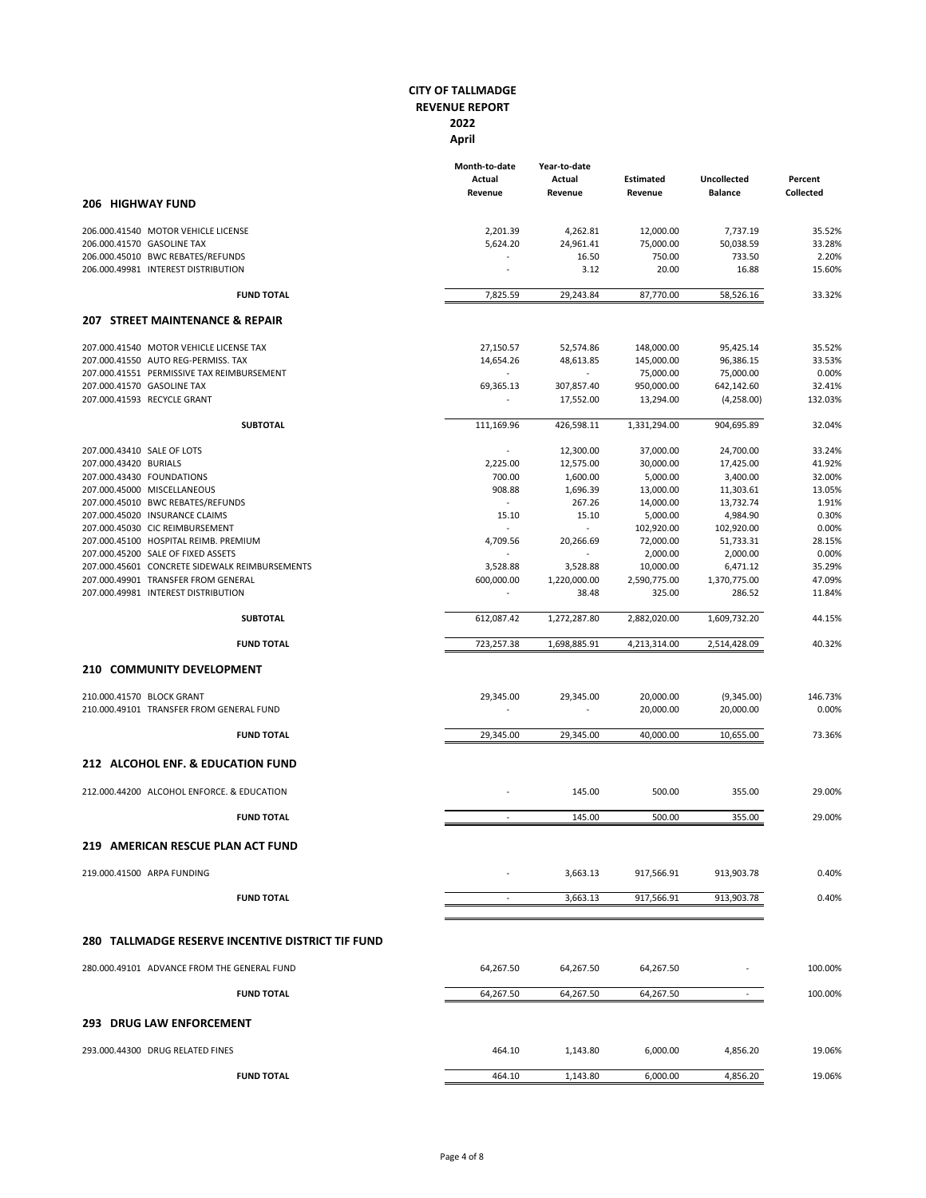**CITY OF TALLMADGE**
**REVENUE REPORT**
**2022**
**April**

| | Month-to-date Actual Revenue | Year-to-date Actual Revenue | Estimated Revenue | Uncollected Balance | Percent Collected |
|---|---|---|---|---|---|
| **206 HIGHWAY FUND** | | | | | |
| 206.000.41540 MOTOR VEHICLE LICENSE | 2,201.39 | 4,262.81 | 12,000.00 | 7,737.19 | 35.52% |
| 206.000.41570 GASOLINE TAX | 5,624.20 | 24,961.41 | 75,000.00 | 50,038.59 | 33.28% |
| 206.000.45010 BWC REBATES/REFUNDS | - | 16.50 | 750.00 | 733.50 | 2.20% |
| 206.000.49981 INTEREST DISTRIBUTION | - | 3.12 | 20.00 | 16.88 | 15.60% |
| **FUND TOTAL** | 7,825.59 | 29,243.84 | 87,770.00 | 58,526.16 | 33.32% |
| **207 STREET MAINTENANCE & REPAIR** | | | | | |
| 207.000.41540 MOTOR VEHICLE LICENSE TAX | 27,150.57 | 52,574.86 | 148,000.00 | 95,425.14 | 35.52% |
| 207.000.41550 AUTO REG-PERMISS. TAX | 14,654.26 | 48,613.85 | 145,000.00 | 96,386.15 | 33.53% |
| 207.000.41551 PERMISSIVE TAX REIMBURSEMENT | - | - | 75,000.00 | 75,000.00 | 0.00% |
| 207.000.41570 GASOLINE TAX | 69,365.13 | 307,857.40 | 950,000.00 | 642,142.60 | 32.41% |
| 207.000.41593 RECYCLE GRANT | - | 17,552.00 | 13,294.00 | (4,258.00) | 132.03% |
| **SUBTOTAL** | 111,169.96 | 426,598.11 | 1,331,294.00 | 904,695.89 | 32.04% |
| 207.000.43410 SALE OF LOTS | - | 12,300.00 | 37,000.00 | 24,700.00 | 33.24% |
| 207.000.43420 BURIALS | 2,225.00 | 12,575.00 | 30,000.00 | 17,425.00 | 41.92% |
| 207.000.43430 FOUNDATIONS | 700.00 | 1,600.00 | 5,000.00 | 3,400.00 | 32.00% |
| 207.000.45000 MISCELLANEOUS | 908.88 | 1,696.39 | 13,000.00 | 11,303.61 | 13.05% |
| 207.000.45010 BWC REBATES/REFUNDS | - | 267.26 | 14,000.00 | 13,732.74 | 1.91% |
| 207.000.45020 INSURANCE CLAIMS | 15.10 | 15.10 | 5,000.00 | 4,984.90 | 0.30% |
| 207.000.45030 CIC REIMBURSEMENT | - | - | 102,920.00 | 102,920.00 | 0.00% |
| 207.000.45100 HOSPITAL REIMB. PREMIUM | 4,709.56 | 20,266.69 | 72,000.00 | 51,733.31 | 28.15% |
| 207.000.45200 SALE OF FIXED ASSETS | - | - | 2,000.00 | 2,000.00 | 0.00% |
| 207.000.45601 CONCRETE SIDEWALK REIMBURSEMENTS | 3,528.88 | 3,528.88 | 10,000.00 | 6,471.12 | 35.29% |
| 207.000.49901 TRANSFER FROM GENERAL | 600,000.00 | 1,220,000.00 | 2,590,775.00 | 1,370,775.00 | 47.09% |
| 207.000.49981 INTEREST DISTRIBUTION | - | 38.48 | 325.00 | 286.52 | 11.84% |
| **SUBTOTAL** | 612,087.42 | 1,272,287.80 | 2,882,020.00 | 1,609,732.20 | 44.15% |
| **FUND TOTAL** | 723,257.38 | 1,698,885.91 | 4,213,314.00 | 2,514,428.09 | 40.32% |
| **210 COMMUNITY DEVELOPMENT** | | | | | |
| 210.000.41570 BLOCK GRANT | 29,345.00 | 29,345.00 | 20,000.00 | (9,345.00) | 146.73% |
| 210.000.49101 TRANSFER FROM GENERAL FUND | - | - | 20,000.00 | 20,000.00 | 0.00% |
| **FUND TOTAL** | 29,345.00 | 29,345.00 | 40,000.00 | 10,655.00 | 73.36% |
| **212 ALCOHOL ENF. & EDUCATION FUND** | | | | | |
| 212.000.44200 ALCOHOL ENFORCE. & EDUCATION | - | 145.00 | 500.00 | 355.00 | 29.00% |
| **FUND TOTAL** | - | 145.00 | 500.00 | 355.00 | 29.00% |
| **219 AMERICAN RESCUE PLAN ACT FUND** | | | | | |
| 219.000.41500 ARPA FUNDING | - | 3,663.13 | 917,566.91 | 913,903.78 | 0.40% |
| **FUND TOTAL** | - | 3,663.13 | 917,566.91 | 913,903.78 | 0.40% |
| **280 TALLMADGE RESERVE INCENTIVE DISTRICT TIF FUND** | | | | | |
| 280.000.49101 ADVANCE FROM THE GENERAL FUND | 64,267.50 | 64,267.50 | 64,267.50 | - | 100.00% |
| **FUND TOTAL** | 64,267.50 | 64,267.50 | 64,267.50 | - | 100.00% |
| **293 DRUG LAW ENFORCEMENT** | | | | | |
| 293.000.44300 DRUG RELATED FINES | 464.10 | 1,143.80 | 6,000.00 | 4,856.20 | 19.06% |
| **FUND TOTAL** | 464.10 | 1,143.80 | 6,000.00 | 4,856.20 | 19.06% |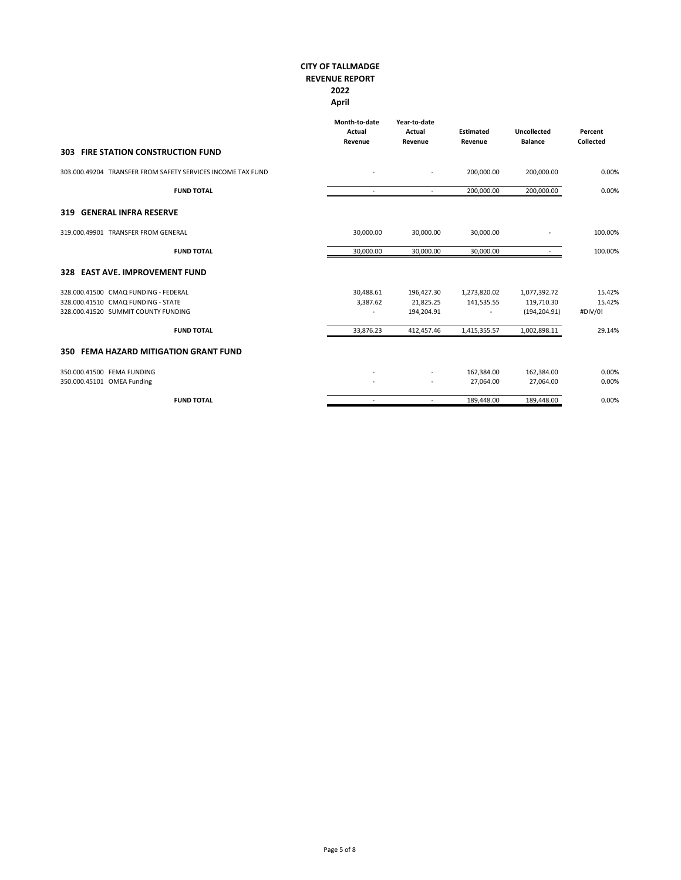# CITY OF TALLMADGE
## REVENUE REPORT
## 2022
## April

| | Month-to-date Actual Revenue | Year-to-date Actual Revenue | Estimated Revenue | Uncollected Balance | Percent Collected |
|---|---|---|---|---|---|
| **303 FIRE STATION CONSTRUCTION FUND** | | | | | |
| 303.000.49204 TRANSFER FROM SAFETY SERVICES INCOME TAX FUND | - | - | 200,000.00 | 200,000.00 | 0.00% |
| **FUND TOTAL** | - | - | 200,000.00 | 200,000.00 | 0.00% |
| **319 GENERAL INFRA RESERVE** | | | | | |
| 319.000.49901 TRANSFER FROM GENERAL | 30,000.00 | 30,000.00 | 30,000.00 | - | 100.00% |
| **FUND TOTAL** | 30,000.00 | 30,000.00 | 30,000.00 | - | 100.00% |
| **328 EAST AVE. IMPROVEMENT FUND** | | | | | |
| 328.000.41500 CMAQ FUNDING - FEDERAL | 30,488.61 | 196,427.30 | 1,273,820.02 | 1,077,392.72 | 15.42% |
| 328.000.41510 CMAQ FUNDING - STATE | 3,387.62 | 21,825.25 | 141,535.55 | 119,710.30 | 15.42% |
| 328.000.41520 SUMMIT COUNTY FUNDING | - | 194,204.91 | - | (194,204.91) | #DIV/0! |
| **FUND TOTAL** | 33,876.23 | 412,457.46 | 1,415,355.57 | 1,002,898.11 | 29.14% |
| **350 FEMA HAZARD MITIGATION GRANT FUND** | | | | | |
| 350.000.41500 FEMA FUNDING | - | - | 162,384.00 | 162,384.00 | 0.00% |
| 350.000.45101 OMEA Funding | - | - | 27,064.00 | 27,064.00 | 0.00% |
| **FUND TOTAL** | - | - | 189,448.00 | 189,448.00 | 0.00% |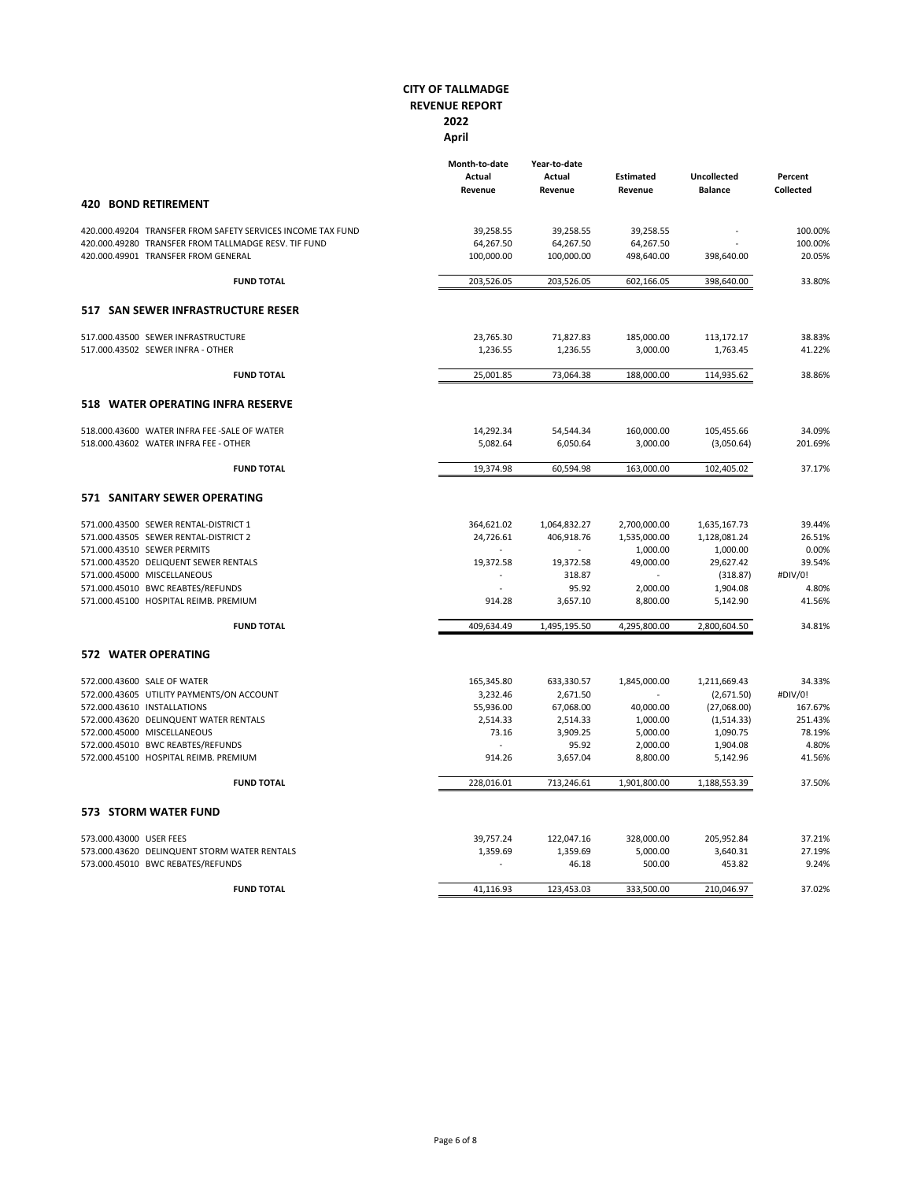**CITY OF TALLMADGE**
**REVENUE REPORT**
**2022**
**April**

| | Month-to-date Actual Revenue | Year-to-date Actual Revenue | Estimated Revenue | Uncollected Balance | Percent Collected |
|---|---|---|---|---|---|
| **420 BOND RETIREMENT** | | | | | |
| 420.000.49204 TRANSFER FROM SAFETY SERVICES INCOME TAX FUND | 39,258.55 | 39,258.55 | 39,258.55 | - | 100.00% |
| 420.000.49280 TRANSFER FROM TALLMADGE RESV. TIF FUND | 64,267.50 | 64,267.50 | 64,267.50 | - | 100.00% |
| 420.000.49901 TRANSFER FROM GENERAL | 100,000.00 | 100,000.00 | 498,640.00 | 398,640.00 | 20.05% |
| **FUND TOTAL** | 203,526.05 | 203,526.05 | 602,166.05 | 398,640.00 | 33.80% |
| **517 SAN SEWER INFRASTRUCTURE RESER** | | | | | |
| 517.000.43500 SEWER INFRASTRUCTURE | 23,765.30 | 71,827.83 | 185,000.00 | 113,172.17 | 38.83% |
| 517.000.43502 SEWER INFRA - OTHER | 1,236.55 | 1,236.55 | 3,000.00 | 1,763.45 | 41.22% |
| **FUND TOTAL** | 25,001.85 | 73,064.38 | 188,000.00 | 114,935.62 | 38.86% |
| **518 WATER OPERATING INFRA RESERVE** | | | | | |
| 518.000.43600 WATER INFRA FEE -SALE OF WATER | 14,292.34 | 54,544.34 | 160,000.00 | 105,455.66 | 34.09% |
| 518.000.43602 WATER INFRA FEE - OTHER | 5,082.64 | 6,050.64 | 3,000.00 | (3,050.64) | 201.69% |
| **FUND TOTAL** | 19,374.98 | 60,594.98 | 163,000.00 | 102,405.02 | 37.17% |
| **571 SANITARY SEWER OPERATING** | | | | | |
| 571.000.43500 SEWER RENTAL-DISTRICT 1 | 364,621.02 | 1,064,832.27 | 2,700,000.00 | 1,635,167.73 | 39.44% |
| 571.000.43505 SEWER RENTAL-DISTRICT 2 | 24,726.61 | 406,918.76 | 1,535,000.00 | 1,128,081.24 | 26.51% |
| 571.000.43510 SEWER PERMITS | - | - | 1,000.00 | 1,000.00 | 0.00% |
| 571.000.43520 DELIQUENT SEWER RENTALS | 19,372.58 | 19,372.58 | 49,000.00 | 29,627.42 | 39.54% |
| 571.000.45000 MISCELLANEOUS | - | 318.87 | - | (318.87) | #DIV/0! |
| 571.000.45010 BWC REABTES/REFUNDS | - | 95.92 | 2,000.00 | 1,904.08 | 4.80% |
| 571.000.45100 HOSPITAL REIMB. PREMIUM | 914.28 | 3,657.10 | 8,800.00 | 5,142.90 | 41.56% |
| **FUND TOTAL** | 409,634.49 | 1,495,195.50 | 4,295,800.00 | 2,800,604.50 | 34.81% |
| **572 WATER OPERATING** | | | | | |
| 572.000.43600 SALE OF WATER | 165,345.80 | 633,330.57 | 1,845,000.00 | 1,211,669.43 | 34.33% |
| 572.000.43605 UTILITY PAYMENTS/ON ACCOUNT | 3,232.46 | 2,671.50 | - | (2,671.50) | #DIV/0! |
| 572.000.43610 INSTALLATIONS | 55,936.00 | 67,068.00 | 40,000.00 | (27,068.00) | 167.67% |
| 572.000.43620 DELINQUENT WATER RENTALS | 2,514.33 | 2,514.33 | 1,000.00 | (1,514.33) | 251.43% |
| 572.000.45000 MISCELLANEOUS | 73.16 | 3,909.25 | 5,000.00 | 1,090.75 | 78.19% |
| 572.000.45010 BWC REABTES/REFUNDS | - | 95.92 | 2,000.00 | 1,904.08 | 4.80% |
| 572.000.45100 HOSPITAL REIMB. PREMIUM | 914.26 | 3,657.04 | 8,800.00 | 5,142.96 | 41.56% |
| **FUND TOTAL** | 228,016.01 | 713,246.61 | 1,901,800.00 | 1,188,553.39 | 37.50% |
| **573 STORM WATER FUND** | | | | | |
| 573.000.43000 USER FEES | 39,757.24 | 122,047.16 | 328,000.00 | 205,952.84 | 37.21% |
| 573.000.43620 DELINQUENT STORM WATER RENTALS | 1,359.69 | 1,359.69 | 5,000.00 | 3,640.31 | 27.19% |
| 573.000.45010 BWC REBATES/REFUNDS | - | 46.18 | 500.00 | 453.82 | 9.24% |
| **FUND TOTAL** | 41,116.93 | 123,453.03 | 333,500.00 | 210,046.97 | 37.02% |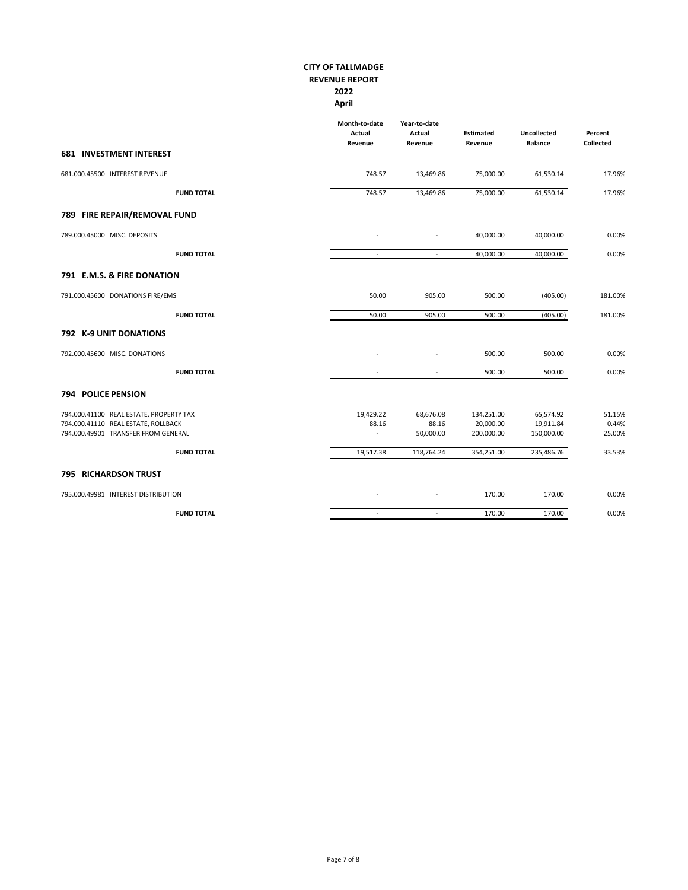**CITY OF TALLMADGE**
**REVENUE REPORT**
**2022**
**April**

| | Month-to-date Actual Revenue | Year-to-date Actual Revenue | Estimated Revenue | Uncollected Balance | Percent Collected |
|---|---|---|---|---|---|
| **681 INVESTMENT INTEREST** | | | | | |
| 681.000.45500 INTEREST REVENUE | 748.57 | 13,469.86 | 75,000.00 | 61,530.14 | 17.96% |
| **FUND TOTAL** | 748.57 | 13,469.86 | 75,000.00 | 61,530.14 | 17.96% |
| **789 FIRE REPAIR/REMOVAL FUND** | | | | | |
| 789.000.45000 MISC. DEPOSITS | - | - | 40,000.00 | 40,000.00 | 0.00% |
| **FUND TOTAL** | - | - | 40,000.00 | 40,000.00 | 0.00% |
| **791 E.M.S. & FIRE DONATION** | | | | | |
| 791.000.45600 DONATIONS FIRE/EMS | 50.00 | 905.00 | 500.00 | (405.00) | 181.00% |
| **FUND TOTAL** | 50.00 | 905.00 | 500.00 | (405.00) | 181.00% |
| **792 K-9 UNIT DONATIONS** | | | | | |
| 792.000.45600 MISC. DONATIONS | - | - | 500.00 | 500.00 | 0.00% |
| **FUND TOTAL** | - | - | 500.00 | 500.00 | 0.00% |
| **794 POLICE PENSION** | | | | | |
| 794.000.41100 REAL ESTATE, PROPERTY TAX | 19,429.22 | 68,676.08 | 134,251.00 | 65,574.92 | 51.15% |
| 794.000.41110 REAL ESTATE, ROLLBACK | 88.16 | 88.16 | 20,000.00 | 19,911.84 | 0.44% |
| 794.000.49901 TRANSFER FROM GENERAL | - | 50,000.00 | 200,000.00 | 150,000.00 | 25.00% |
| **FUND TOTAL** | 19,517.38 | 118,764.24 | 354,251.00 | 235,486.76 | 33.53% |
| **795 RICHARDSON TRUST** | | | | | |
| 795.000.49981 INTEREST DISTRIBUTION | - | - | 170.00 | 170.00 | 0.00% |
| **FUND TOTAL** | - | - | 170.00 | 170.00 | 0.00% |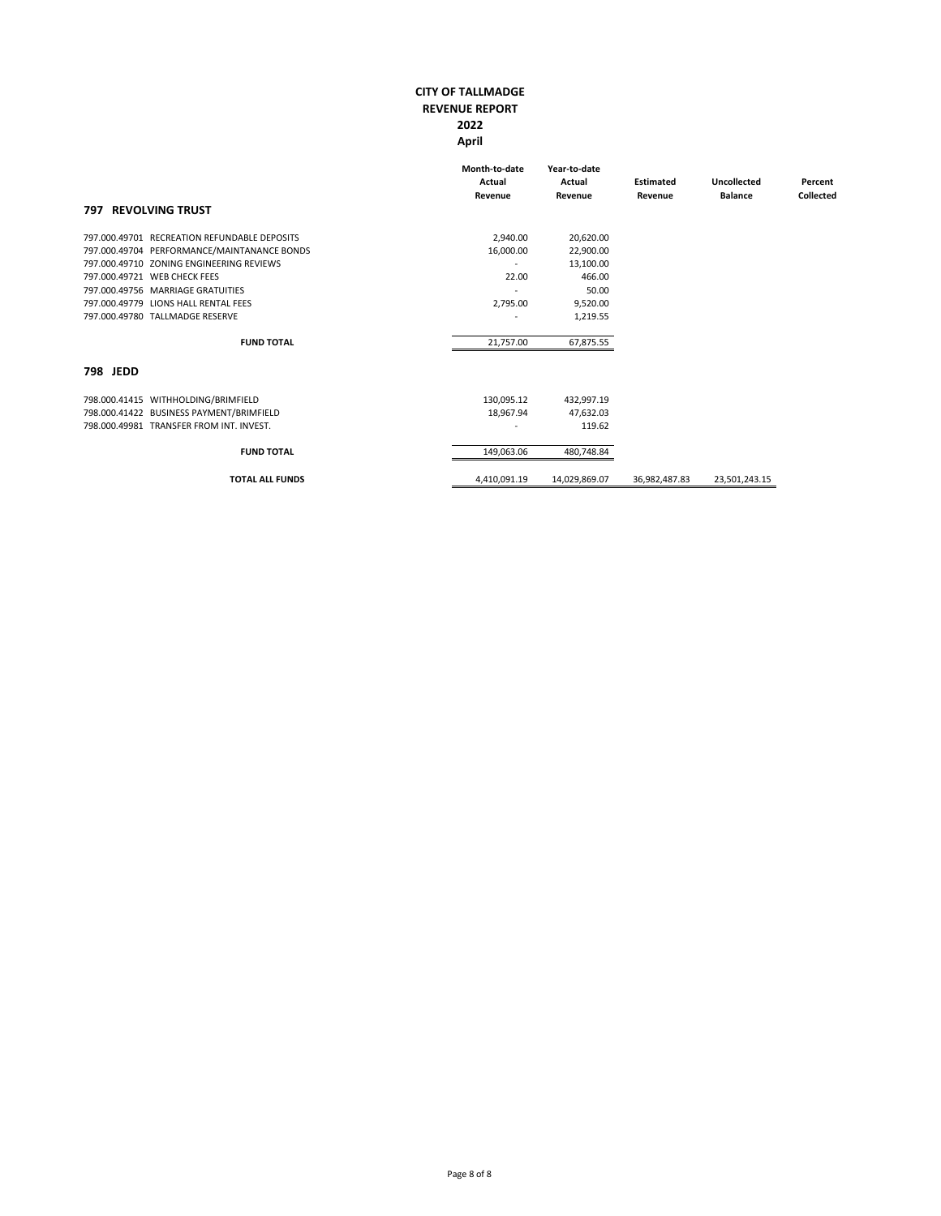**CITY OF TALLMADGE**
**REVENUE REPORT**
**2022**
**April**

| | Month-to-date Actual Revenue | Year-to-date Actual Revenue | Estimated Revenue | Uncollected Balance | Percent Collected |
|---|---|---|---|---|---|
| **797 REVOLVING TRUST** | | | | | |
| 797.000.49701 RECREATION REFUNDABLE DEPOSITS | 2,940.00 | 20,620.00 | | | |
| 797.000.49704 PERFORMANCE/MAINTANANCE BONDS | 16,000.00 | 22,900.00 | | | |
| 797.000.49710 ZONING ENGINEERING REVIEWS | - | 13,100.00 | | | |
| 797.000.49721 WEB CHECK FEES | 22.00 | 466.00 | | | |
| 797.000.49756 MARRIAGE GRATUITIES | - | 50.00 | | | |
| 797.000.49779 LIONS HALL RENTAL FEES | 2,795.00 | 9,520.00 | | | |
| 797.000.49780 TALLMADGE RESERVE | - | 1,219.55 | | | |
| **FUND TOTAL** | 21,757.00 | 67,875.55 | | | |
| **798 JEDD** | | | | | |
| 798.000.41415 WITHHOLDING/BRIMFIELD | 130,095.12 | 432,997.19 | | | |
| 798.000.41422 BUSINESS PAYMENT/BRIMFIELD | 18,967.94 | 47,632.03 | | | |
| 798.000.49981 TRANSFER FROM INT. INVEST. | - | 119.62 | | | |
| **FUND TOTAL** | 149,063.06 | 480,748.84 | | | |
| **TOTAL ALL FUNDS** | 4,410,091.19 | 14,029,869.07 | 36,982,487.83 | 23,501,243.15 | |